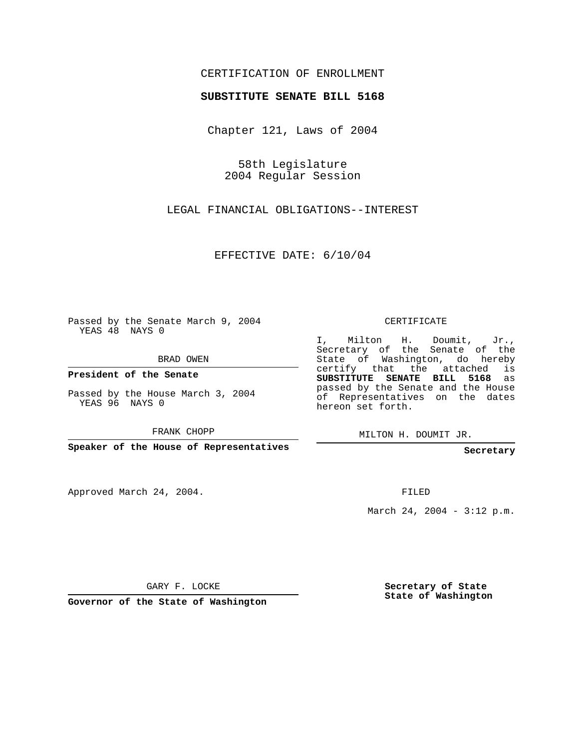CERTIFICATION OF ENROLLMENT

**SUBSTITUTE SENATE BILL 5168**

Chapter 121, Laws of 2004

58th Legislature
2004 Regular Session

LEGAL FINANCIAL OBLIGATIONS--INTEREST

EFFECTIVE DATE: 6/10/04

Passed by the Senate March 9, 2004
YEAS 48 NAYS 0

BRAD OWEN

**President of the Senate**

Passed by the House March 3, 2004
YEAS 96 NAYS 0

FRANK CHOPP

**Speaker of the House of Representatives**

Approved March 24, 2004.

GARY F. LOCKE

**Governor of the State of Washington**

CERTIFICATE

I, Milton H. Doumit, Jr., Secretary of the Senate of the State of Washington, do hereby certify that the attached is **SUBSTITUTE SENATE BILL 5168** as passed by the Senate and the House of Representatives on the dates hereon set forth.

MILTON H. DOUMIT JR.

**Secretary**

FILED

March 24, 2004 - 3:12 p.m.

**Secretary of State**
**State of Washington**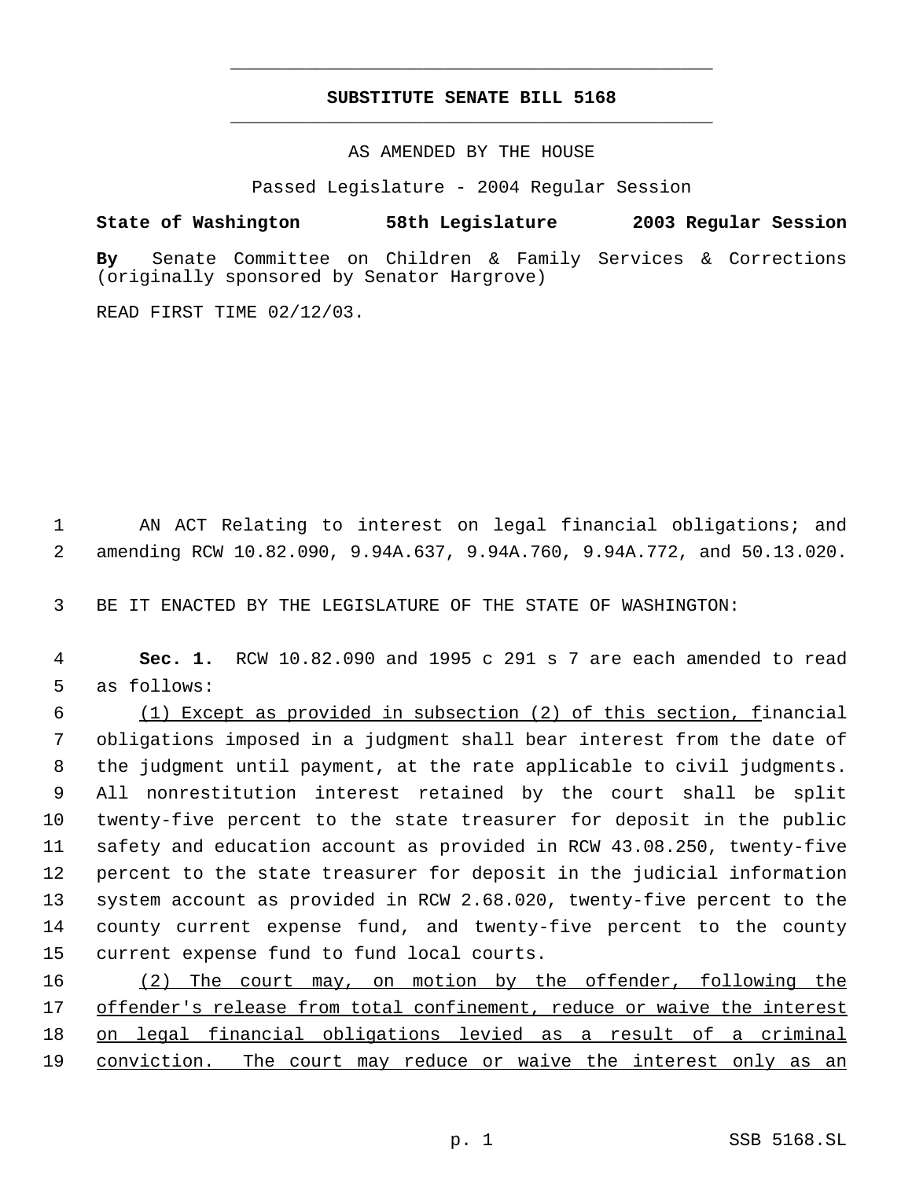# SUBSTITUTE SENATE BILL 5168

AS AMENDED BY THE HOUSE

Passed Legislature - 2004 Regular Session

**State of Washington 58th Legislature 2003 Regular Session**

**By** Senate Committee on Children & Family Services & Corrections (originally sponsored by Senator Hargrove)

READ FIRST TIME 02/12/03.

AN ACT Relating to interest on legal financial obligations; and amending RCW 10.82.090, 9.94A.637, 9.94A.760, 9.94A.772, and 50.13.020.

BE IT ENACTED BY THE LEGISLATURE OF THE STATE OF WASHINGTON:

**Sec. 1.** RCW 10.82.090 and 1995 c 291 s 7 are each amended to read as follows:

<u>(1) Except as provided in subsection (2) of this section, f</u>inancial obligations imposed in a judgment shall bear interest from the date of the judgment until payment, at the rate applicable to civil judgments. All nonrestitution interest retained by the court shall be split twenty-five percent to the state treasurer for deposit in the public safety and education account as provided in RCW 43.08.250, twenty-five percent to the state treasurer for deposit in the judicial information system account as provided in RCW 2.68.020, twenty-five percent to the county current expense fund, and twenty-five percent to the county current expense fund to fund local courts.

<u>(2) The court may, on motion by the offender, following the offender's release from total confinement, reduce or waive the interest on legal financial obligations levied as a result of a criminal conviction. The court may reduce or waive the interest only as an</u>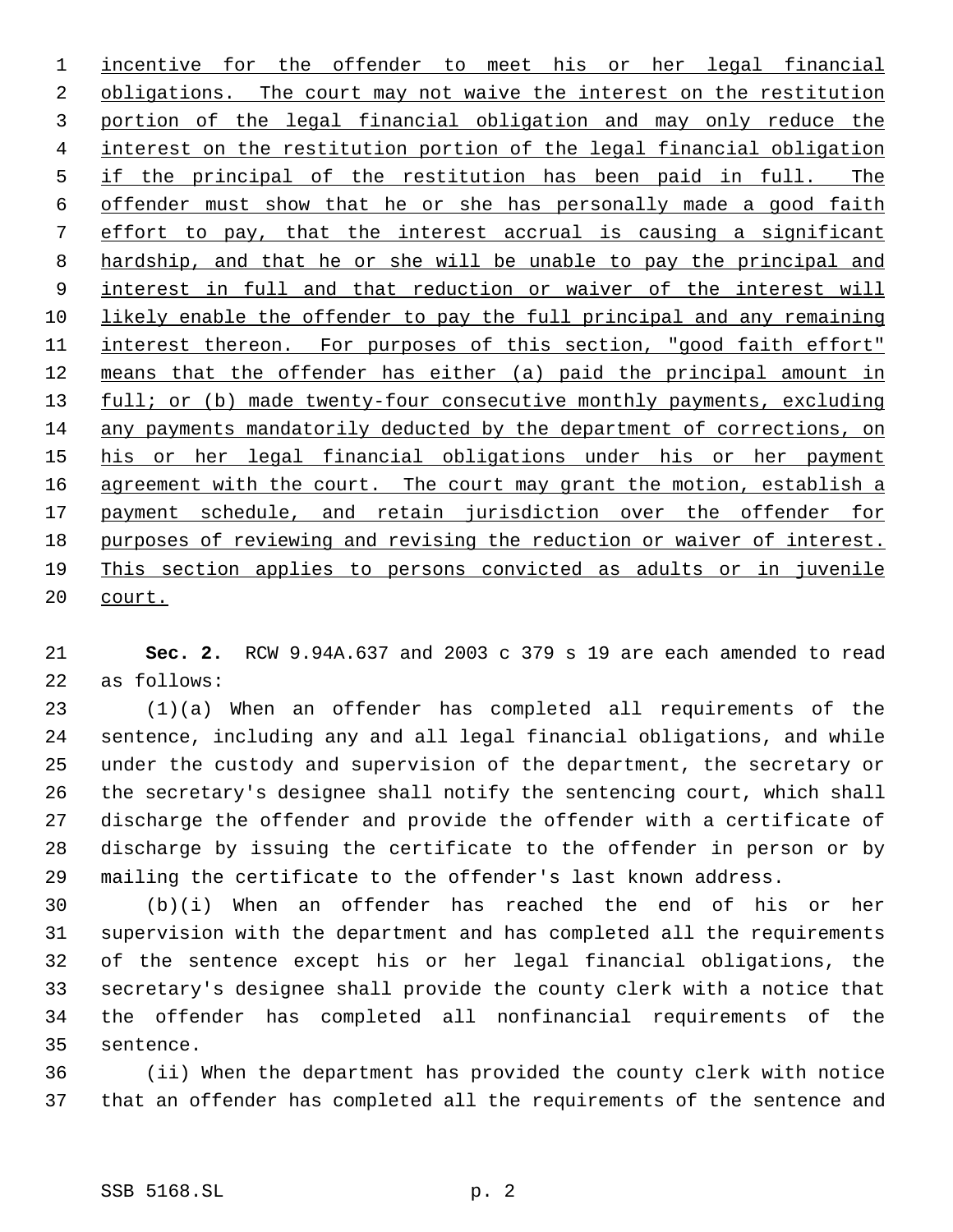incentive for the offender to meet his or her legal financial obligations. The court may not waive the interest on the restitution portion of the legal financial obligation and may only reduce the interest on the restitution portion of the legal financial obligation if the principal of the restitution has been paid in full. The offender must show that he or she has personally made a good faith effort to pay, that the interest accrual is causing a significant hardship, and that he or she will be unable to pay the principal and interest in full and that reduction or waiver of the interest will likely enable the offender to pay the full principal and any remaining interest thereon. For purposes of this section, "good faith effort" means that the offender has either (a) paid the principal amount in full; or (b) made twenty-four consecutive monthly payments, excluding any payments mandatorily deducted by the department of corrections, on his or her legal financial obligations under his or her payment agreement with the court. The court may grant the motion, establish a payment schedule, and retain jurisdiction over the offender for purposes of reviewing and revising the reduction or waiver of interest. This section applies to persons convicted as adults or in juvenile court.

**Sec. 2.** RCW 9.94A.637 and 2003 c 379 s 19 are each amended to read as follows:

(1)(a) When an offender has completed all requirements of the sentence, including any and all legal financial obligations, and while under the custody and supervision of the department, the secretary or the secretary's designee shall notify the sentencing court, which shall discharge the offender and provide the offender with a certificate of discharge by issuing the certificate to the offender in person or by mailing the certificate to the offender's last known address.

(b)(i) When an offender has reached the end of his or her supervision with the department and has completed all the requirements of the sentence except his or her legal financial obligations, the secretary's designee shall provide the county clerk with a notice that the offender has completed all nonfinancial requirements of the sentence.

(ii) When the department has provided the county clerk with notice that an offender has completed all the requirements of the sentence and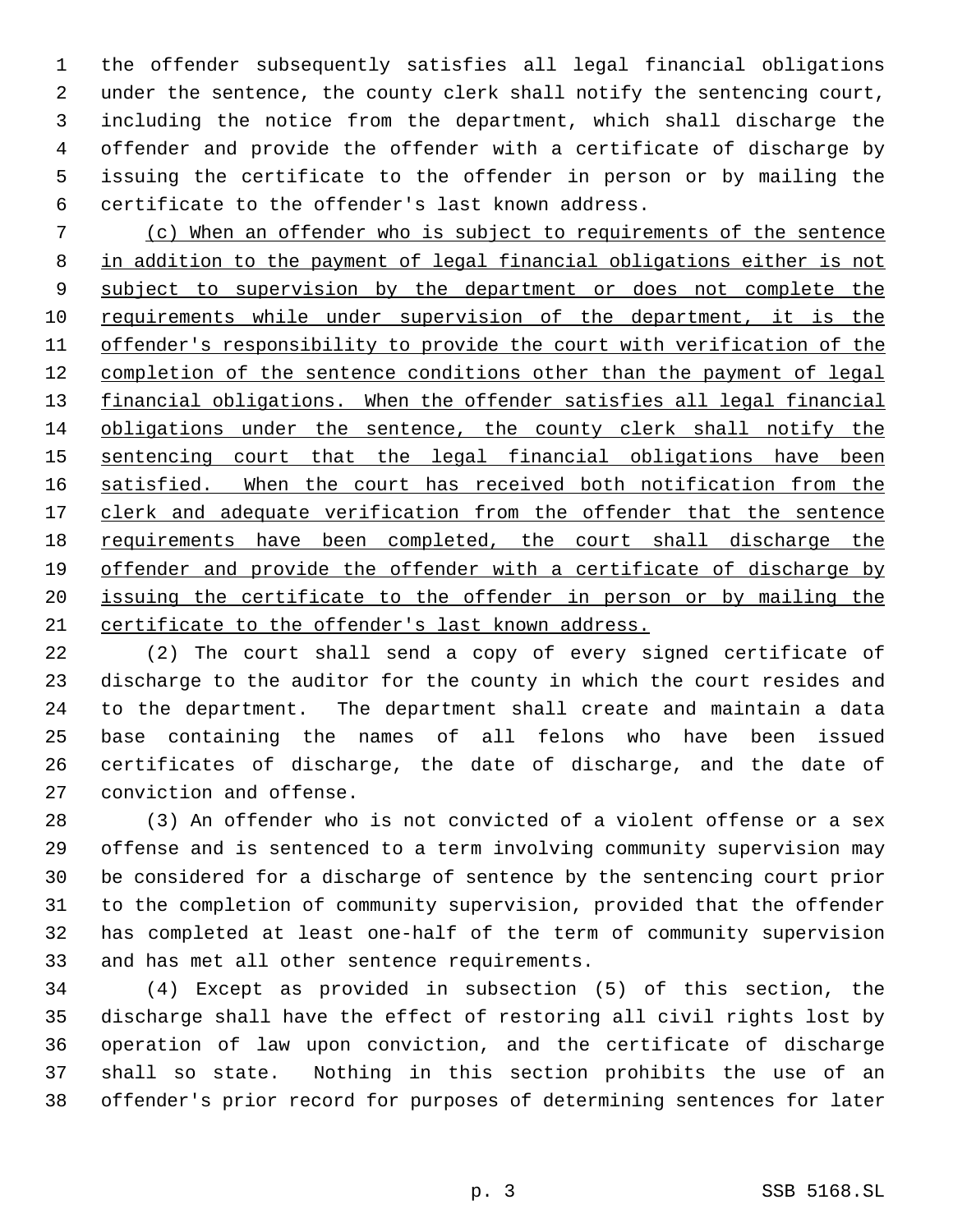the offender subsequently satisfies all legal financial obligations under the sentence, the county clerk shall notify the sentencing court, including the notice from the department, which shall discharge the offender and provide the offender with a certificate of discharge by issuing the certificate to the offender in person or by mailing the certificate to the offender's last known address.

(c) When an offender who is subject to requirements of the sentence in addition to the payment of legal financial obligations either is not subject to supervision by the department or does not complete the requirements while under supervision of the department, it is the offender's responsibility to provide the court with verification of the completion of the sentence conditions other than the payment of legal financial obligations. When the offender satisfies all legal financial obligations under the sentence, the county clerk shall notify the sentencing court that the legal financial obligations have been satisfied. When the court has received both notification from the clerk and adequate verification from the offender that the sentence requirements have been completed, the court shall discharge the offender and provide the offender with a certificate of discharge by issuing the certificate to the offender in person or by mailing the certificate to the offender's last known address.

(2) The court shall send a copy of every signed certificate of discharge to the auditor for the county in which the court resides and to the department. The department shall create and maintain a data base containing the names of all felons who have been issued certificates of discharge, the date of discharge, and the date of conviction and offense.

(3) An offender who is not convicted of a violent offense or a sex offense and is sentenced to a term involving community supervision may be considered for a discharge of sentence by the sentencing court prior to the completion of community supervision, provided that the offender has completed at least one-half of the term of community supervision and has met all other sentence requirements.

(4) Except as provided in subsection (5) of this section, the discharge shall have the effect of restoring all civil rights lost by operation of law upon conviction, and the certificate of discharge shall so state. Nothing in this section prohibits the use of an offender's prior record for purposes of determining sentences for later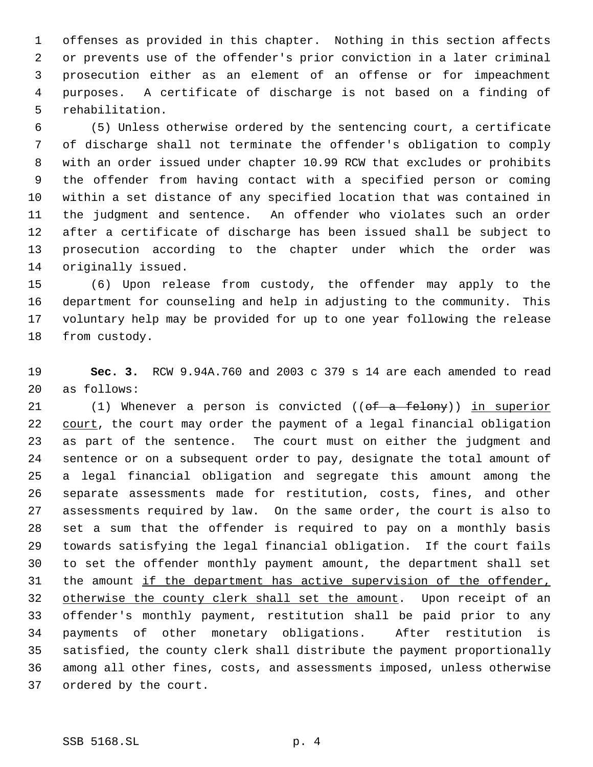offenses as provided in this chapter. Nothing in this section affects or prevents use of the offender's prior conviction in a later criminal prosecution either as an element of an offense or for impeachment purposes. A certificate of discharge is not based on a finding of rehabilitation.

(5) Unless otherwise ordered by the sentencing court, a certificate of discharge shall not terminate the offender's obligation to comply with an order issued under chapter 10.99 RCW that excludes or prohibits the offender from having contact with a specified person or coming within a set distance of any specified location that was contained in the judgment and sentence. An offender who violates such an order after a certificate of discharge has been issued shall be subject to prosecution according to the chapter under which the order was originally issued.

(6) Upon release from custody, the offender may apply to the department for counseling and help in adjusting to the community. This voluntary help may be provided for up to one year following the release from custody.

**Sec. 3.** RCW 9.94A.760 and 2003 c 379 s 14 are each amended to read as follows:

(1) Whenever a person is convicted ((~~of a felony~~)) <u>in superior court</u>, the court may order the payment of a legal financial obligation as part of the sentence. The court must on either the judgment and sentence or on a subsequent order to pay, designate the total amount of a legal financial obligation and segregate this amount among the separate assessments made for restitution, costs, fines, and other assessments required by law. On the same order, the court is also to set a sum that the offender is required to pay on a monthly basis towards satisfying the legal financial obligation. If the court fails to set the offender monthly payment amount, the department shall set the amount <u>if the department has active supervision of the offender, otherwise the county clerk shall set the amount</u>. Upon receipt of an offender's monthly payment, restitution shall be paid prior to any payments of other monetary obligations. After restitution is satisfied, the county clerk shall distribute the payment proportionally among all other fines, costs, and assessments imposed, unless otherwise ordered by the court.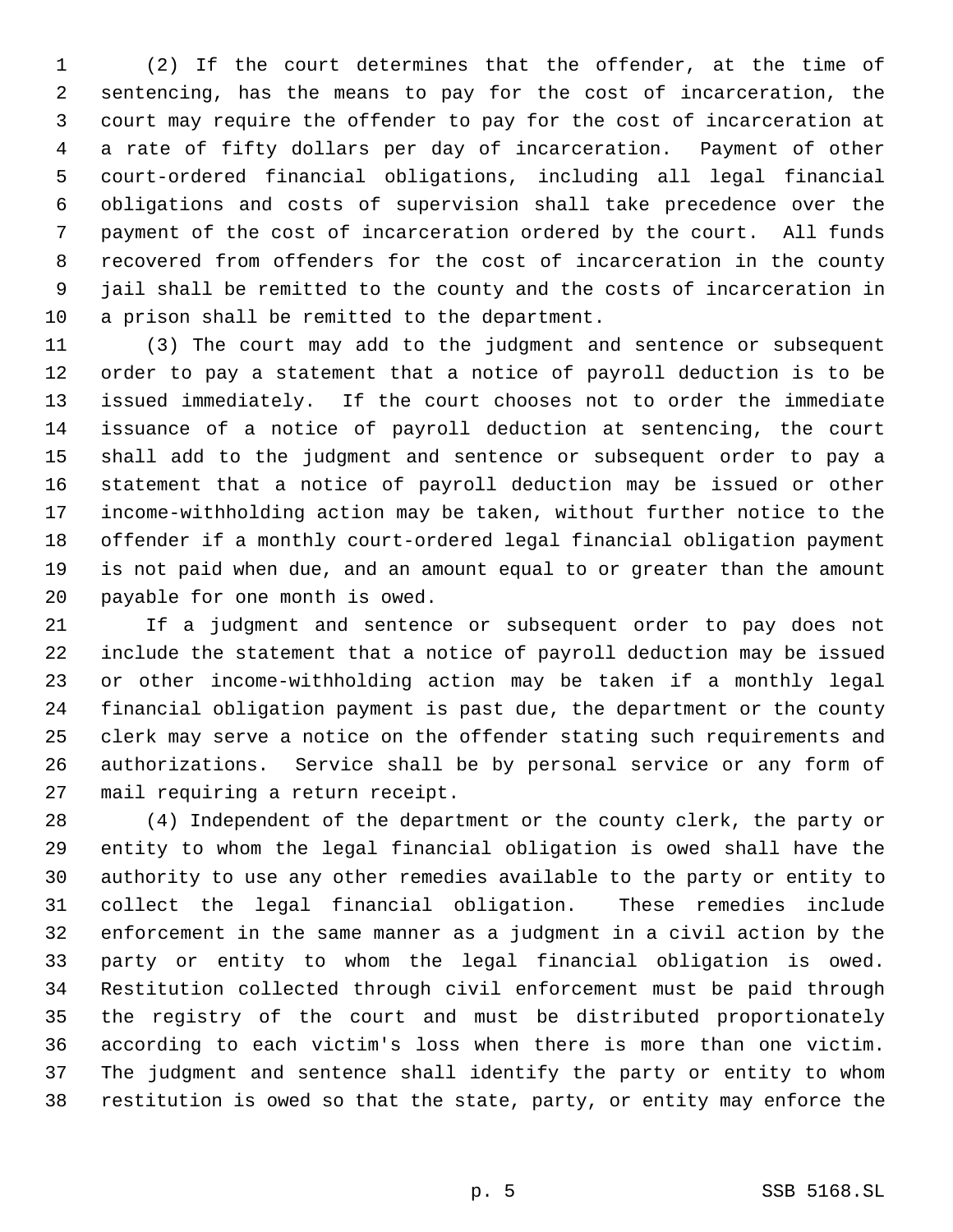(2) If the court determines that the offender, at the time of sentencing, has the means to pay for the cost of incarceration, the court may require the offender to pay for the cost of incarceration at a rate of fifty dollars per day of incarceration. Payment of other court-ordered financial obligations, including all legal financial obligations and costs of supervision shall take precedence over the payment of the cost of incarceration ordered by the court. All funds recovered from offenders for the cost of incarceration in the county jail shall be remitted to the county and the costs of incarceration in a prison shall be remitted to the department.

(3) The court may add to the judgment and sentence or subsequent order to pay a statement that a notice of payroll deduction is to be issued immediately. If the court chooses not to order the immediate issuance of a notice of payroll deduction at sentencing, the court shall add to the judgment and sentence or subsequent order to pay a statement that a notice of payroll deduction may be issued or other income-withholding action may be taken, without further notice to the offender if a monthly court-ordered legal financial obligation payment is not paid when due, and an amount equal to or greater than the amount payable for one month is owed.

If a judgment and sentence or subsequent order to pay does not include the statement that a notice of payroll deduction may be issued or other income-withholding action may be taken if a monthly legal financial obligation payment is past due, the department or the county clerk may serve a notice on the offender stating such requirements and authorizations. Service shall be by personal service or any form of mail requiring a return receipt.

(4) Independent of the department or the county clerk, the party or entity to whom the legal financial obligation is owed shall have the authority to use any other remedies available to the party or entity to collect the legal financial obligation. These remedies include enforcement in the same manner as a judgment in a civil action by the party or entity to whom the legal financial obligation is owed. Restitution collected through civil enforcement must be paid through the registry of the court and must be distributed proportionately according to each victim's loss when there is more than one victim. The judgment and sentence shall identify the party or entity to whom restitution is owed so that the state, party, or entity may enforce the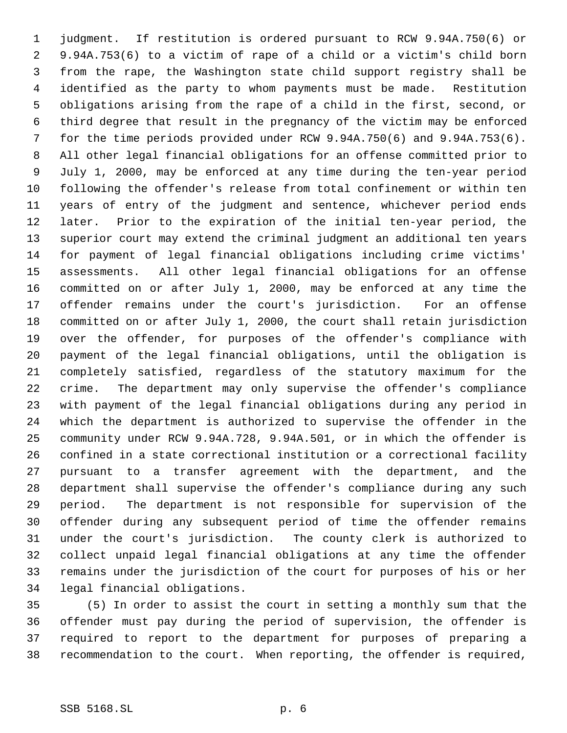judgment. If restitution is ordered pursuant to RCW 9.94A.750(6) or 9.94A.753(6) to a victim of rape of a child or a victim's child born from the rape, the Washington state child support registry shall be identified as the party to whom payments must be made. Restitution obligations arising from the rape of a child in the first, second, or third degree that result in the pregnancy of the victim may be enforced for the time periods provided under RCW 9.94A.750(6) and 9.94A.753(6). All other legal financial obligations for an offense committed prior to July 1, 2000, may be enforced at any time during the ten-year period following the offender's release from total confinement or within ten years of entry of the judgment and sentence, whichever period ends later. Prior to the expiration of the initial ten-year period, the superior court may extend the criminal judgment an additional ten years for payment of legal financial obligations including crime victims' assessments. All other legal financial obligations for an offense committed on or after July 1, 2000, may be enforced at any time the offender remains under the court's jurisdiction. For an offense committed on or after July 1, 2000, the court shall retain jurisdiction over the offender, for purposes of the offender's compliance with payment of the legal financial obligations, until the obligation is completely satisfied, regardless of the statutory maximum for the crime. The department may only supervise the offender's compliance with payment of the legal financial obligations during any period in which the department is authorized to supervise the offender in the community under RCW 9.94A.728, 9.94A.501, or in which the offender is confined in a state correctional institution or a correctional facility pursuant to a transfer agreement with the department, and the department shall supervise the offender's compliance during any such period. The department is not responsible for supervision of the offender during any subsequent period of time the offender remains under the court's jurisdiction. The county clerk is authorized to collect unpaid legal financial obligations at any time the offender remains under the jurisdiction of the court for purposes of his or her legal financial obligations.

(5) In order to assist the court in setting a monthly sum that the offender must pay during the period of supervision, the offender is required to report to the department for purposes of preparing a recommendation to the court. When reporting, the offender is required,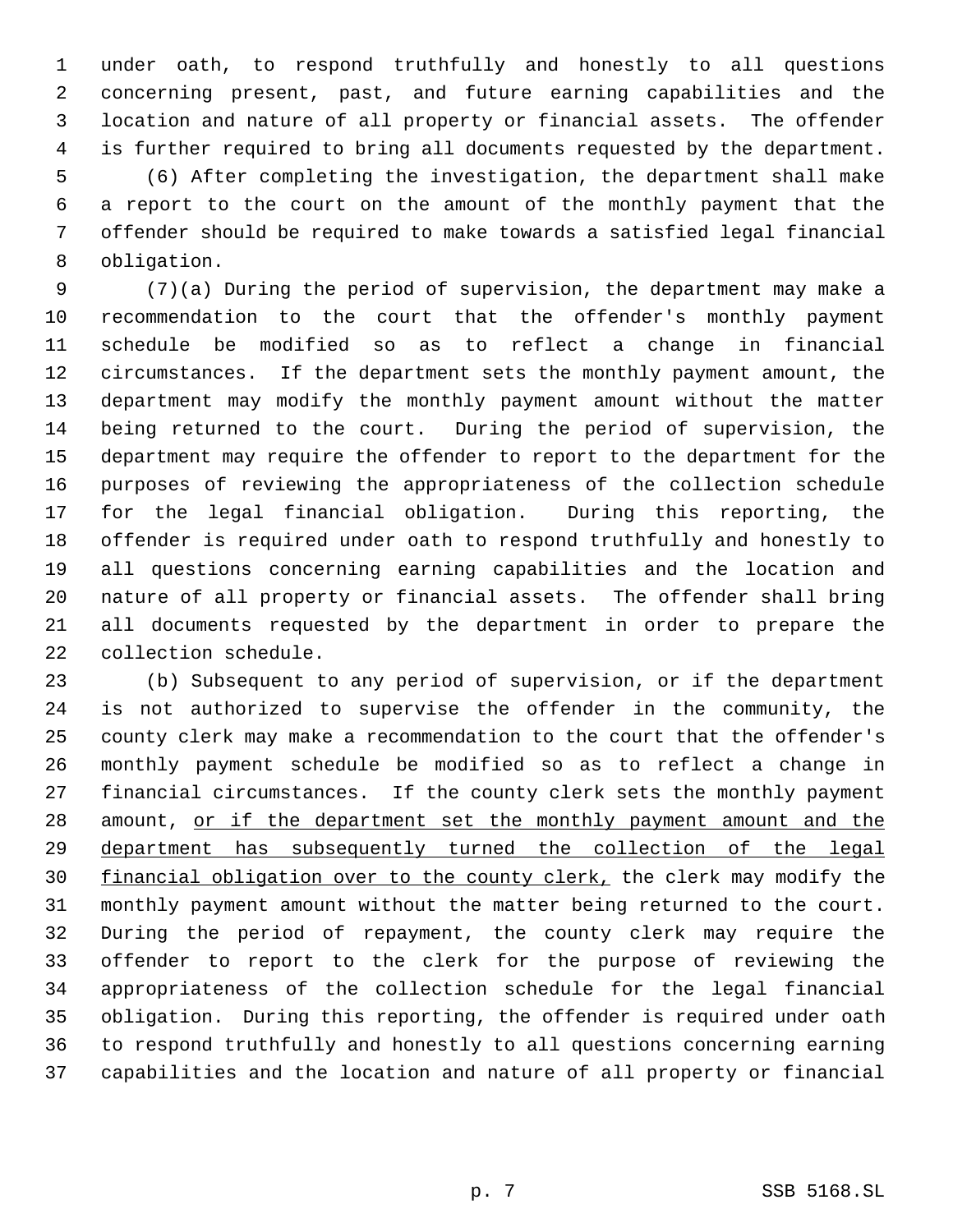under oath, to respond truthfully and honestly to all questions concerning present, past, and future earning capabilities and the location and nature of all property or financial assets. The offender is further required to bring all documents requested by the department.

(6) After completing the investigation, the department shall make a report to the court on the amount of the monthly payment that the offender should be required to make towards a satisfied legal financial obligation.

(7)(a) During the period of supervision, the department may make a recommendation to the court that the offender's monthly payment schedule be modified so as to reflect a change in financial circumstances. If the department sets the monthly payment amount, the department may modify the monthly payment amount without the matter being returned to the court. During the period of supervision, the department may require the offender to report to the department for the purposes of reviewing the appropriateness of the collection schedule for the legal financial obligation. During this reporting, the offender is required under oath to respond truthfully and honestly to all questions concerning earning capabilities and the location and nature of all property or financial assets. The offender shall bring all documents requested by the department in order to prepare the collection schedule.

(b) Subsequent to any period of supervision, or if the department is not authorized to supervise the offender in the community, the county clerk may make a recommendation to the court that the offender's monthly payment schedule be modified so as to reflect a change in financial circumstances. If the county clerk sets the monthly payment amount, <u>or if the department set the monthly payment amount and the department has subsequently turned the collection of the legal financial obligation over to the county clerk,</u> the clerk may modify the monthly payment amount without the matter being returned to the court. During the period of repayment, the county clerk may require the offender to report to the clerk for the purpose of reviewing the appropriateness of the collection schedule for the legal financial obligation. During this reporting, the offender is required under oath to respond truthfully and honestly to all questions concerning earning capabilities and the location and nature of all property or financial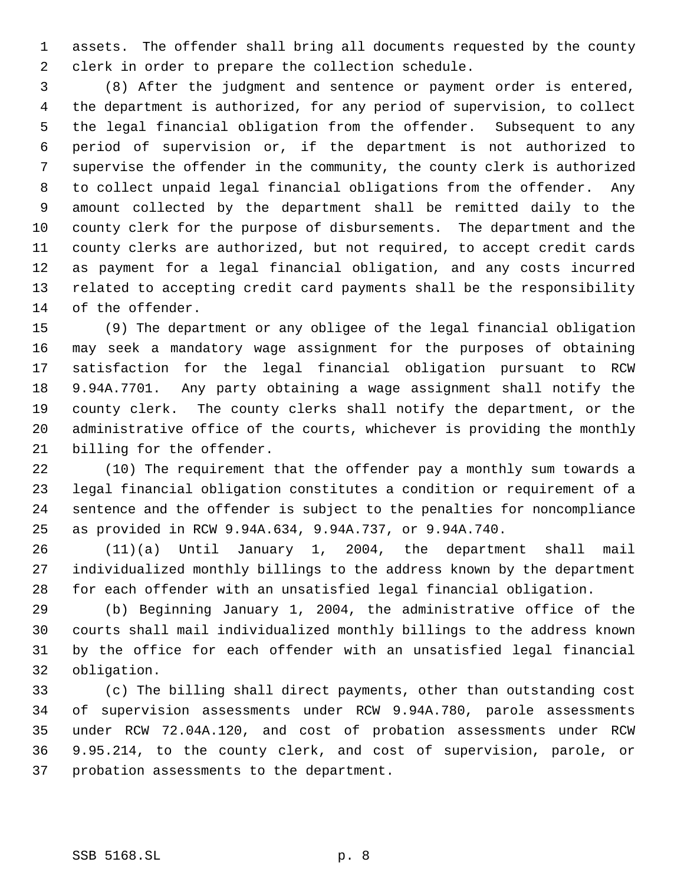assets. The offender shall bring all documents requested by the county clerk in order to prepare the collection schedule.

(8) After the judgment and sentence or payment order is entered, the department is authorized, for any period of supervision, to collect the legal financial obligation from the offender. Subsequent to any period of supervision or, if the department is not authorized to supervise the offender in the community, the county clerk is authorized to collect unpaid legal financial obligations from the offender. Any amount collected by the department shall be remitted daily to the county clerk for the purpose of disbursements. The department and the county clerks are authorized, but not required, to accept credit cards as payment for a legal financial obligation, and any costs incurred related to accepting credit card payments shall be the responsibility of the offender.

(9) The department or any obligee of the legal financial obligation may seek a mandatory wage assignment for the purposes of obtaining satisfaction for the legal financial obligation pursuant to RCW 9.94A.7701. Any party obtaining a wage assignment shall notify the county clerk. The county clerks shall notify the department, or the administrative office of the courts, whichever is providing the monthly billing for the offender.

(10) The requirement that the offender pay a monthly sum towards a legal financial obligation constitutes a condition or requirement of a sentence and the offender is subject to the penalties for noncompliance as provided in RCW 9.94A.634, 9.94A.737, or 9.94A.740.

(11)(a) Until January 1, 2004, the department shall mail individualized monthly billings to the address known by the department for each offender with an unsatisfied legal financial obligation.

(b) Beginning January 1, 2004, the administrative office of the courts shall mail individualized monthly billings to the address known by the office for each offender with an unsatisfied legal financial obligation.

(c) The billing shall direct payments, other than outstanding cost of supervision assessments under RCW 9.94A.780, parole assessments under RCW 72.04A.120, and cost of probation assessments under RCW 9.95.214, to the county clerk, and cost of supervision, parole, or probation assessments to the department.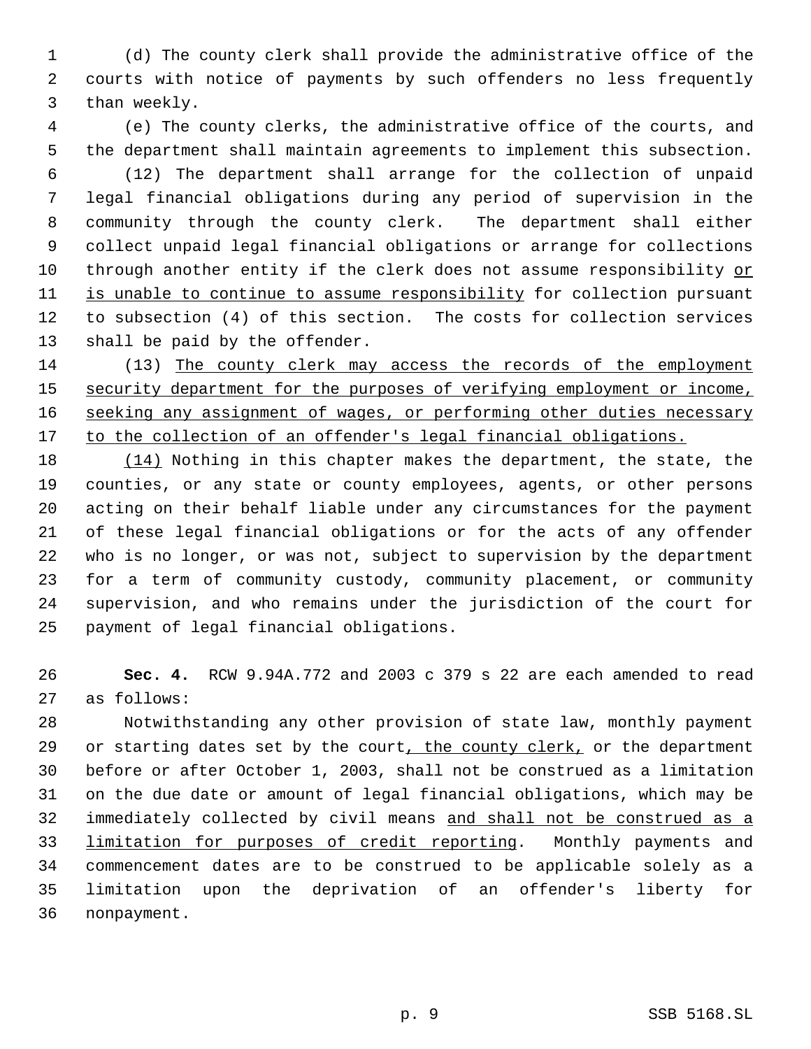(d) The county clerk shall provide the administrative office of the courts with notice of payments by such offenders no less frequently than weekly.

(e) The county clerks, the administrative office of the courts, and the department shall maintain agreements to implement this subsection.

(12) The department shall arrange for the collection of unpaid legal financial obligations during any period of supervision in the community through the county clerk. The department shall either collect unpaid legal financial obligations or arrange for collections through another entity if the clerk does not assume responsibility <u>or is unable to continue to assume responsibility</u> for collection pursuant to subsection (4) of this section. The costs for collection services shall be paid by the offender.

(13) <u>The county clerk may access the records of the employment security department for the purposes of verifying employment or income, seeking any assignment of wages, or performing other duties necessary to the collection of an offender's legal financial obligations.</u>

<u>(14)</u> Nothing in this chapter makes the department, the state, the counties, or any state or county employees, agents, or other persons acting on their behalf liable under any circumstances for the payment of these legal financial obligations or for the acts of any offender who is no longer, or was not, subject to supervision by the department for a term of community custody, community placement, or community supervision, and who remains under the jurisdiction of the court for payment of legal financial obligations.

**Sec. 4.** RCW 9.94A.772 and 2003 c 379 s 22 are each amended to read as follows:

Notwithstanding any other provision of state law, monthly payment or starting dates set by the court<u>, the county clerk,</u> or the department before or after October 1, 2003, shall not be construed as a limitation on the due date or amount of legal financial obligations, which may be immediately collected by civil means <u>and shall not be construed as a limitation for purposes of credit reporting</u>. Monthly payments and commencement dates are to be construed to be applicable solely as a limitation upon the deprivation of an offender's liberty for nonpayment.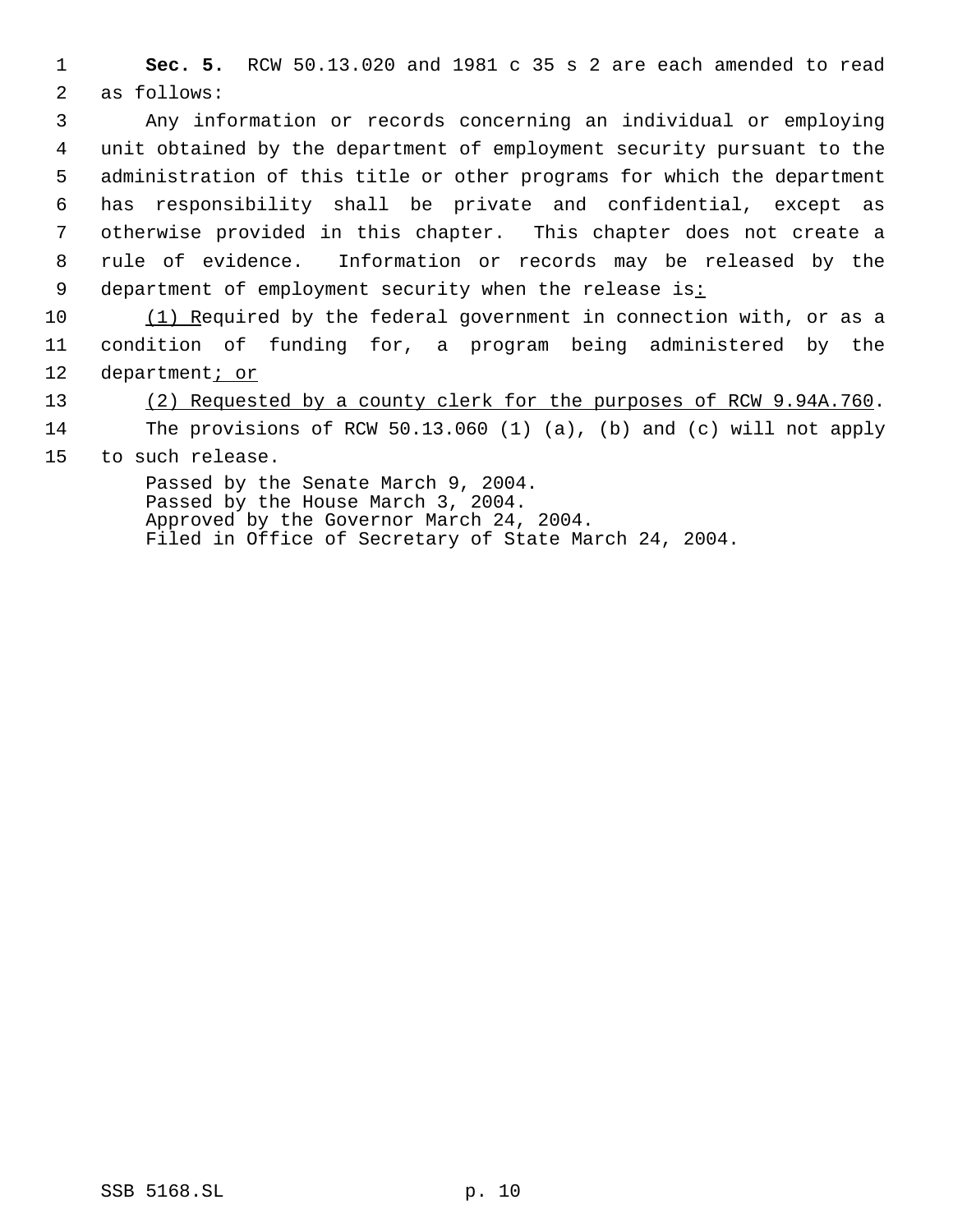**Sec. 5.** RCW 50.13.020 and 1981 c 35 s 2 are each amended to read as follows:

Any information or records concerning an individual or employing unit obtained by the department of employment security pursuant to the administration of this title or other programs for which the department has responsibility shall be private and confidential, except as otherwise provided in this chapter. This chapter does not create a rule of evidence. Information or records may be released by the department of employment security when the release is:

(1) Required by the federal government in connection with, or as a condition of funding for, a program being administered by the department; or

(2) Requested by a county clerk for the purposes of RCW 9.94A.760.

The provisions of RCW 50.13.060 (1) (a), (b) and (c) will not apply to such release.

Passed by the Senate March 9, 2004.
Passed by the House March 3, 2004.
Approved by the Governor March 24, 2004.
Filed in Office of Secretary of State March 24, 2004.